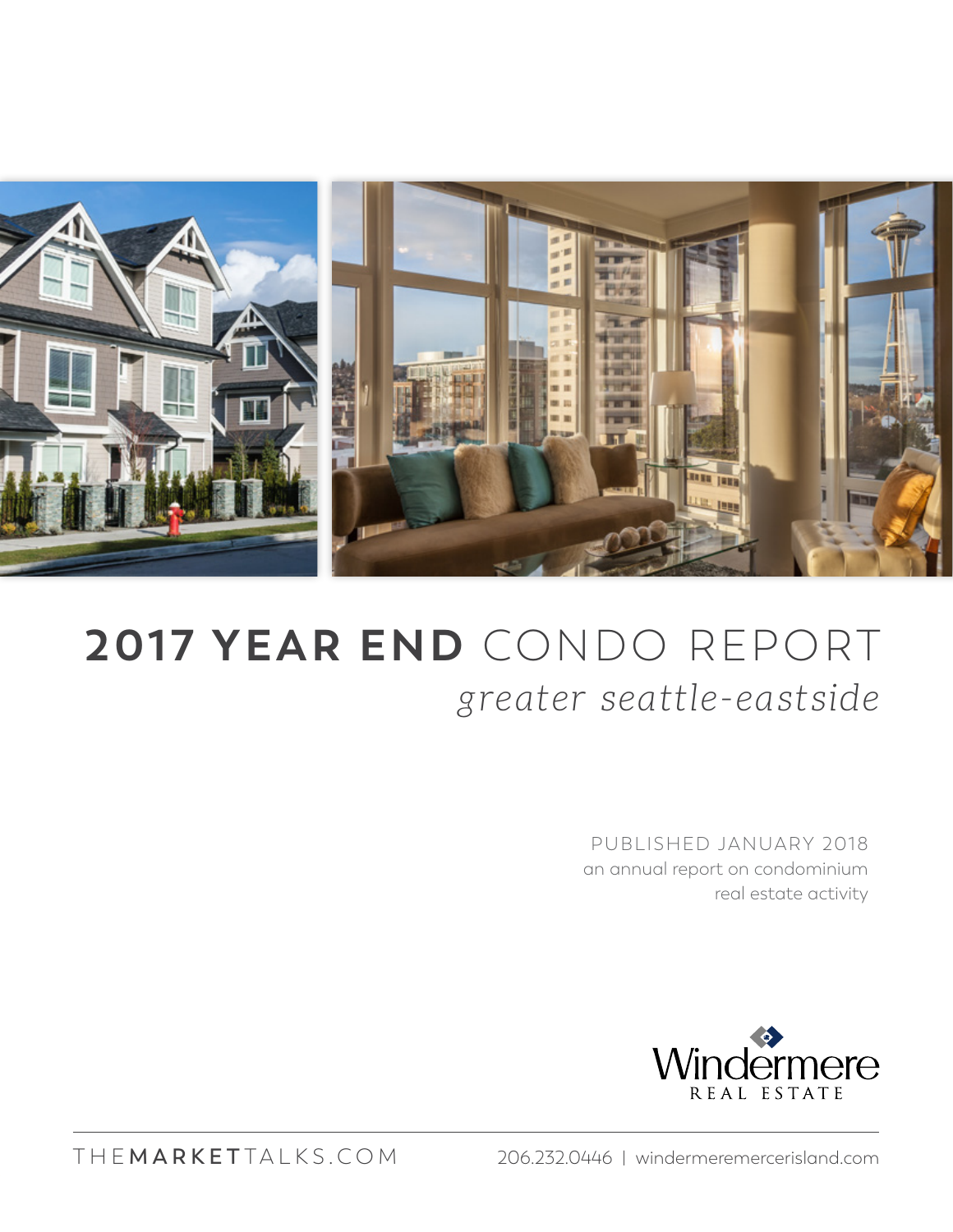# **2017 YEAR END** CONDO REPORT

## *greater seattle-eastside*

PUBLISHED JANUARY 2018
an annual report on condominium real estate activity

Windermere
REAL ESTATE

THE**MARKET**TALKS.COM | 206.232.0446 | windermeremercerisland.com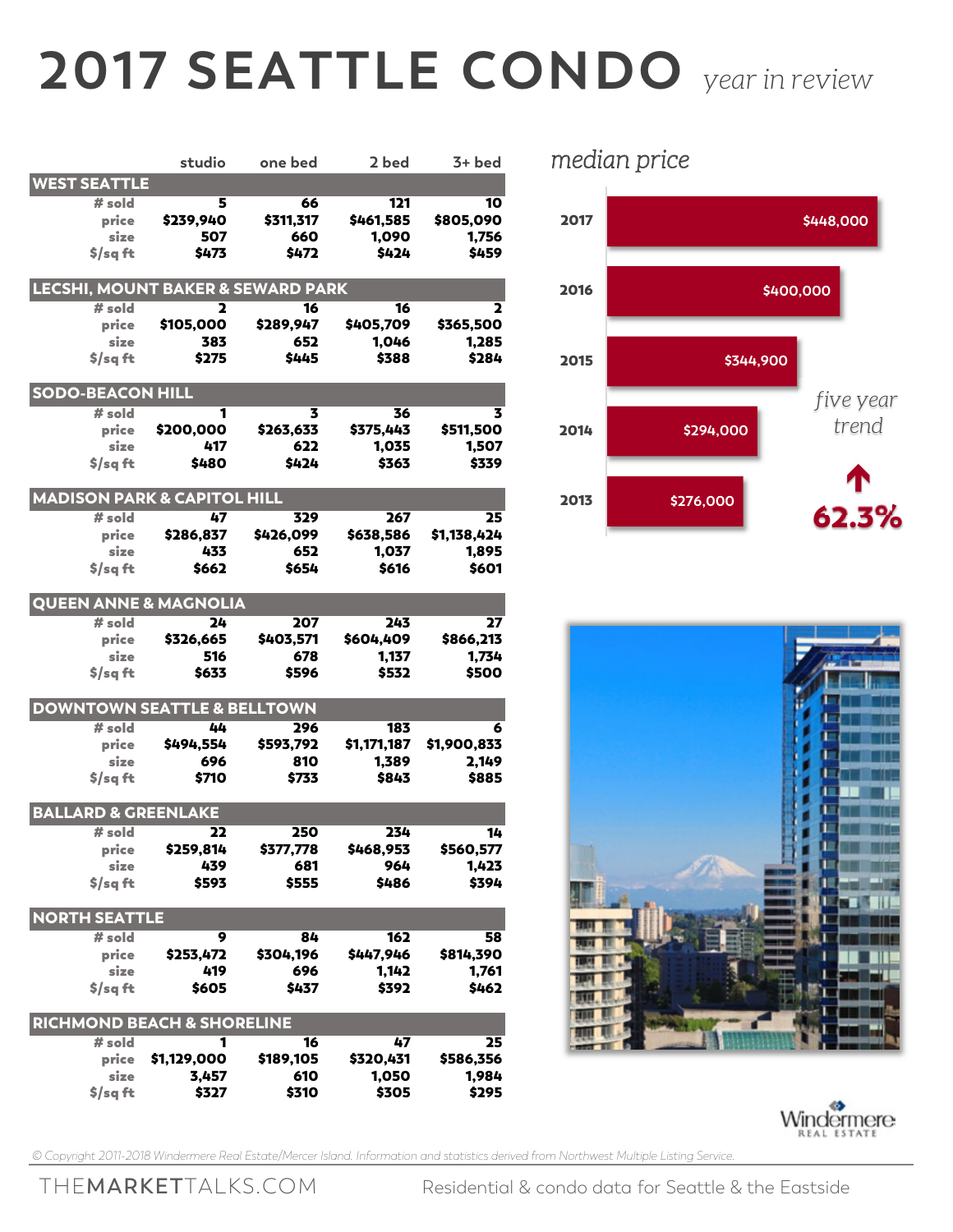# 2017 SEATTLE CONDO *year in review*

| | studio | one bed | 2 bed | 3+ bed |
|---|---|---|---|---|
| **WEST SEATTLE** | | | | |
| # sold | 5 | 66 | 121 | 10 |
| price | $239,940 | $311,317 | $461,585 | $805,090 |
| size | 507 | 660 | 1,090 | 1,756 |
| $/sq ft | $473 | $472 | $424 | $459 |
| **LECSHI, MOUNT BAKER & SEWARD PARK** | | | | |
| # sold | 2 | 16 | 16 | 2 |
| price | $105,000 | $289,947 | $405,709 | $365,500 |
| size | 383 | 652 | 1,046 | 1,285 |
| $/sq ft | $275 | $445 | $388 | $284 |
| **SODO-BEACON HILL** | | | | |
| # sold | 1 | 3 | 36 | 3 |
| price | $200,000 | $263,633 | $375,443 | $511,500 |
| size | 417 | 622 | 1,035 | 1,507 |
| $/sq ft | $480 | $424 | $363 | $339 |
| **MADISON PARK & CAPITOL HILL** | | | | |
| # sold | 47 | 329 | 267 | 25 |
| price | $286,837 | $426,099 | $638,586 | $1,138,424 |
| size | 433 | 652 | 1,037 | 1,895 |
| $/sq ft | $662 | $654 | $616 | $601 |
| **QUEEN ANNE & MAGNOLIA** | | | | |
| # sold | 24 | 207 | 243 | 27 |
| price | $326,665 | $403,571 | $604,409 | $866,213 |
| size | 516 | 678 | 1,137 | 1,734 |
| $/sq ft | $633 | $596 | $532 | $500 |
| **DOWNTOWN SEATTLE & BELLTOWN** | | | | |
| # sold | 44 | 296 | 183 | 6 |
| price | $494,554 | $593,792 | $1,171,187 | $1,900,833 |
| size | 696 | 810 | 1,389 | 2,149 |
| $/sq ft | $710 | $733 | $843 | $885 |
| **BALLARD & GREENLAKE** | | | | |
| # sold | 22 | 250 | 234 | 14 |
| price | $259,814 | $377,778 | $468,953 | $560,577 |
| size | 439 | 681 | 964 | 1,423 |
| $/sq ft | $593 | $555 | $486 | $394 |
| **NORTH SEATTLE** | | | | |
| # sold | 9 | 84 | 162 | 58 |
| price | $253,472 | $304,196 | $447,946 | $814,390 |
| size | 419 | 696 | 1,142 | 1,761 |
| $/sq ft | $605 | $437 | $392 | $462 |
| **RICHMOND BEACH & SHORELINE** | | | | |
| # sold | 1 | 16 | 47 | 25 |
| price | $1,129,000 | $189,105 | $320,431 | $586,356 |
| size | 3,457 | 610 | 1,050 | 1,984 |
| $/sq ft | $327 | $310 | $305 | $295 |

*median price*

| Year | Median price |
|---|---|
| 2017 | $448,000 |
| 2016 | $400,000 |
| 2015 | $344,900 |
| 2014 | $294,000 |
| 2013 | $276,000 |

*five year trend* ↑ **62.3%**

*© Copyright 2011-2018 Windermere Real Estate/Mercer Island. Information and statistics derived from Northwest Multiple Listing Service.*

THEMARKETTALKS.COM — Residential & condo data for Seattle & the Eastside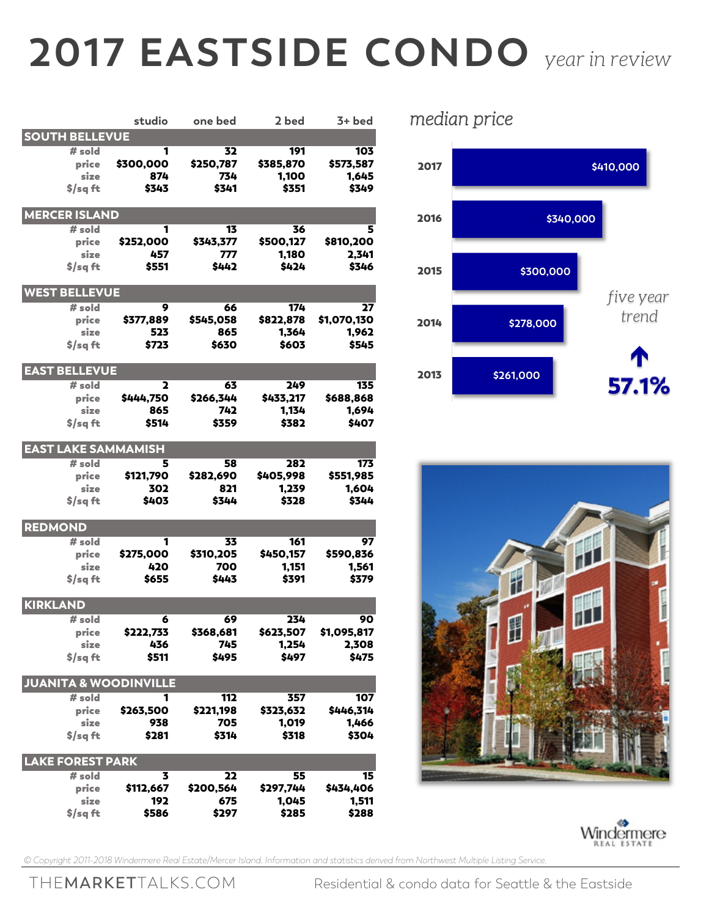# 2017 EASTSIDE CONDO *year in review*

| | studio | one bed | 2 bed | 3+ bed |
|---|---|---|---|---|
| **SOUTH BELLEVUE** | | | | |
| # sold | 1 | 32 | 191 | 103 |
| price | $300,000 | $250,787 | $385,870 | $573,587 |
| size | 874 | 734 | 1,100 | 1,645 |
| $/sq ft | $343 | $341 | $351 | $349 |
| **MERCER ISLAND** | | | | |
| # sold | 1 | 13 | 36 | 5 |
| price | $252,000 | $343,377 | $500,127 | $810,200 |
| size | 457 | 777 | 1,180 | 2,341 |
| $/sq ft | $551 | $442 | $424 | $346 |
| **WEST BELLEVUE** | | | | |
| # sold | 9 | 66 | 174 | 27 |
| price | $377,889 | $545,058 | $822,878 | $1,070,130 |
| size | 523 | 865 | 1,364 | 1,962 |
| $/sq ft | $723 | $630 | $603 | $545 |
| **EAST BELLEVUE** | | | | |
| # sold | 2 | 63 | 249 | 135 |
| price | $444,750 | $266,344 | $433,217 | $688,868 |
| size | 865 | 742 | 1,134 | 1,694 |
| $/sq ft | $514 | $359 | $382 | $407 |
| **EAST LAKE SAMMAMISH** | | | | |
| # sold | 5 | 58 | 282 | 173 |
| price | $121,790 | $282,690 | $405,998 | $551,985 |
| size | 302 | 821 | 1,239 | 1,604 |
| $/sq ft | $403 | $344 | $328 | $344 |
| **REDMOND** | | | | |
| # sold | 1 | 33 | 161 | 97 |
| price | $275,000 | $310,205 | $450,157 | $590,836 |
| size | 420 | 700 | 1,151 | 1,561 |
| $/sq ft | $655 | $443 | $391 | $379 |
| **KIRKLAND** | | | | |
| # sold | 6 | 69 | 234 | 90 |
| price | $222,733 | $368,681 | $623,507 | $1,095,817 |
| size | 436 | 745 | 1,254 | 2,308 |
| $/sq ft | $511 | $495 | $497 | $475 |
| **JUANITA & WOODINVILLE** | | | | |
| # sold | 1 | 112 | 357 | 107 |
| price | $263,500 | $221,198 | $323,632 | $446,314 |
| size | 938 | 705 | 1,019 | 1,466 |
| $/sq ft | $281 | $314 | $318 | $304 |
| **LAKE FOREST PARK** | | | | |
| # sold | 3 | 22 | 55 | 15 |
| price | $112,667 | $200,564 | $297,744 | $434,406 |
| size | 192 | 675 | 1,045 | 1,511 |
| $/sq ft | $586 | $297 | $285 | $288 |

*median price*

| Year | Median price |
|---|---|
| 2017 | $410,000 |
| 2016 | $340,000 |
| 2015 | $300,000 |
| 2014 | $278,000 |
| 2013 | $261,000 |

*five year trend*

↑ **57.1%**

Windermere REAL ESTATE

*© Copyright 2011-2018 Windermere Real Estate/Mercer Island. Information and statistics derived from Northwest Multiple Listing Service.*

THEMARKETTALKS.COM — Residential & condo data for Seattle & the Eastside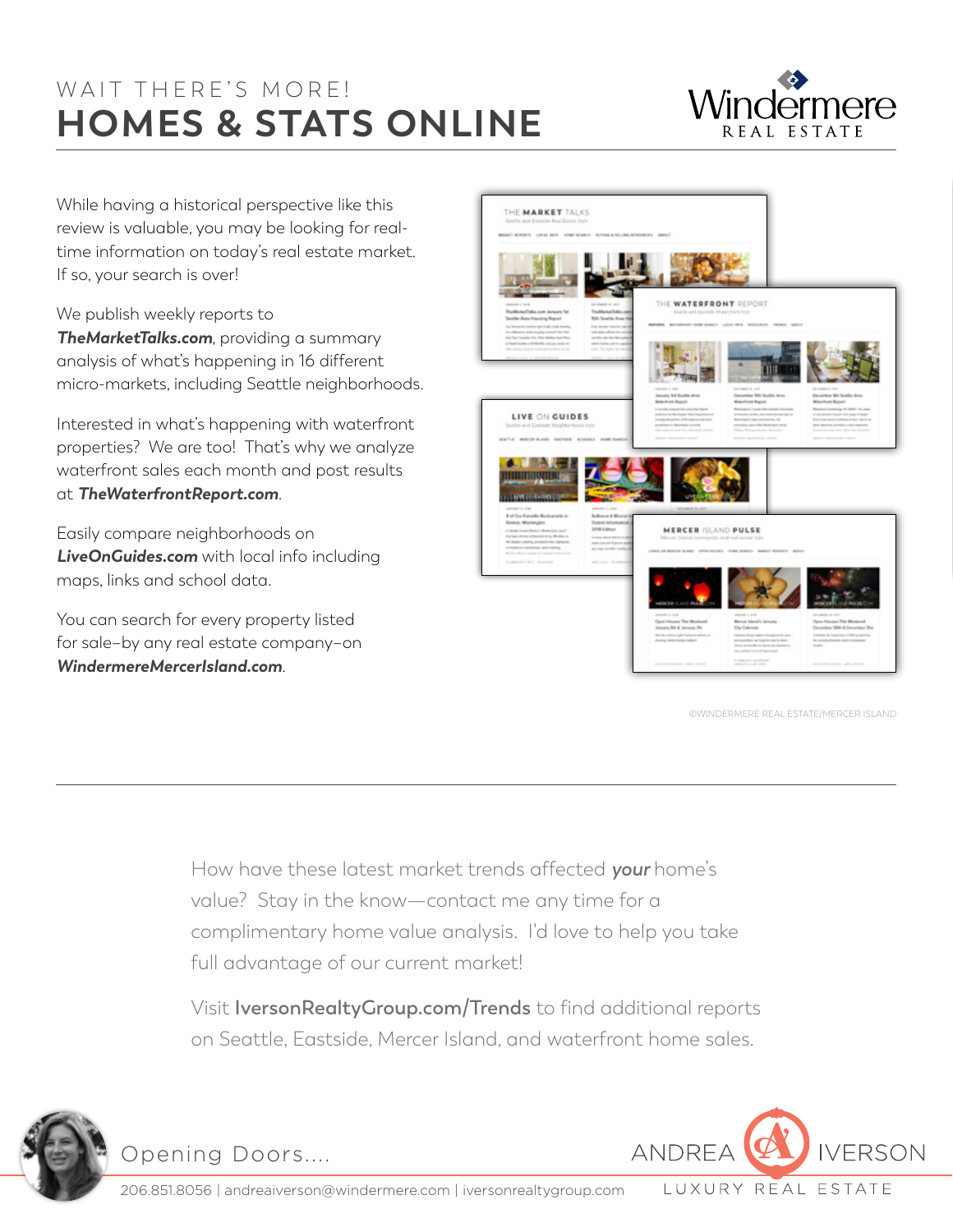# WAIT THERE'S MORE!

# HOMES & STATS ONLINE

Windermere REAL ESTATE

While having a historical perspective like this review is valuable, you may be looking for real-time information on today's real estate market. If so, your search is over!

We publish weekly reports to ***TheMarketTalks.com***, providing a summary analysis of what's happening in 16 different micro-markets, including Seattle neighborhoods.

Interested in what's happening with waterfront properties? We are too! That's why we analyze waterfront sales each month and post results at ***TheWaterfrontReport.com***.

Easily compare neighborhoods on ***LiveOnGuides.com*** with local info including maps, links and school data.

You can search for every property listed for sale–by any real estate company–on ***WindermereMercerIsland.com***.

©WINDERMERE REAL ESTATE/MERCER ISLAND

How have these latest market trends affected ***your*** home's value? Stay in the know—contact me any time for a complimentary home value analysis. I'd love to help you take full advantage of our current market!

Visit **IversonRealtyGroup.com/Trends** to find additional reports on Seattle, Eastside, Mercer Island, and waterfront home sales.

Opening Doors....

206.851.8056 | andreaiverson@windermere.com | iversonrealtygroup.com

ANDREA IVERSON
LUXURY REAL ESTATE